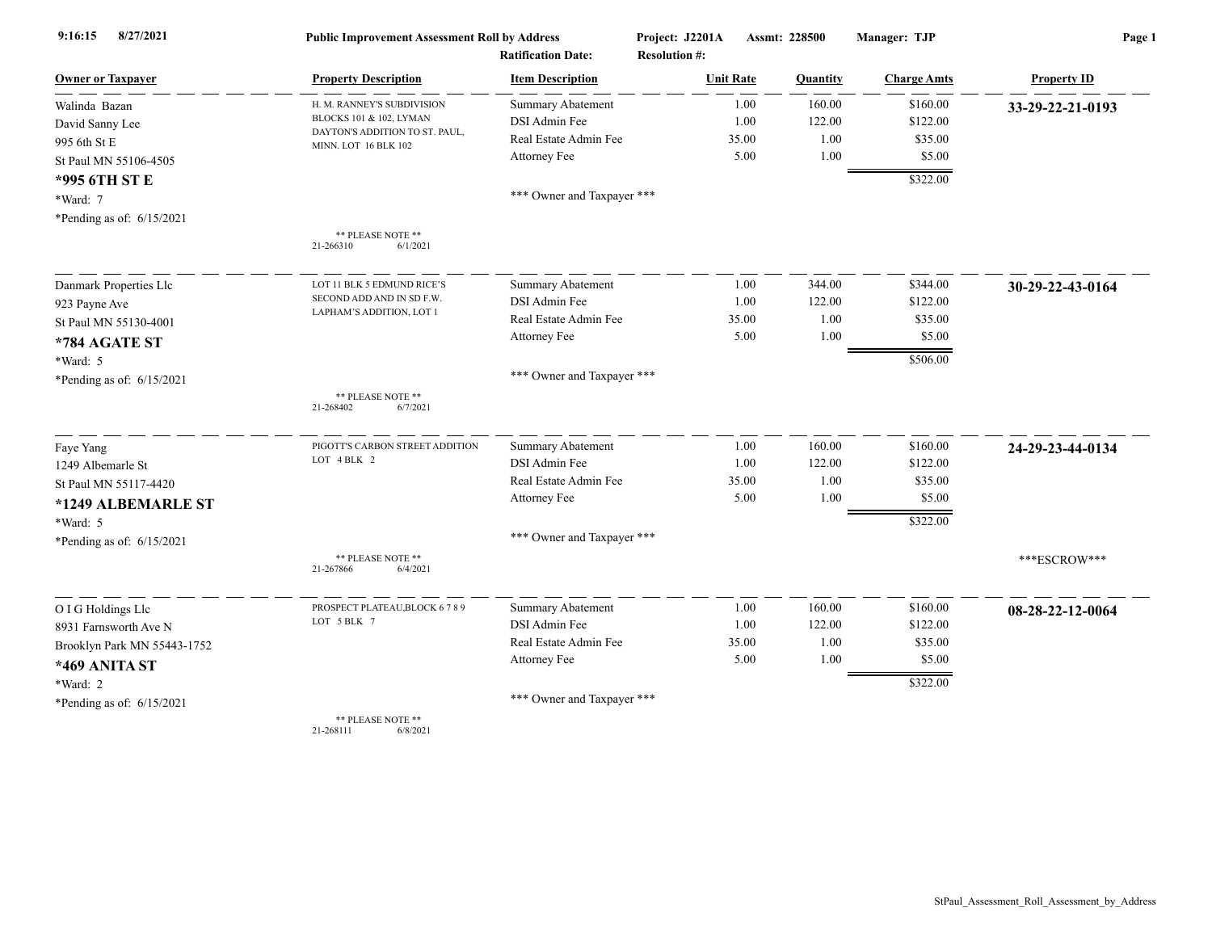9:16:15 8/27/2021

**Public Improvement Assessment Roll by Address**

Project: J2201A Assmt: 228500 Manager: TJP

Ratification Date: Resolution #:

| Owner or Taxpayer | Property Description | Item Description | Unit Rate | Quantity | Charge Amts | Property ID |
|---|---|---|---|---|---|---|
| Walinda Bazan | H. M. RANNEY'S SUBDIVISION BLOCKS 101 & 102, LYMAN DAYTON'S ADDITION TO ST. PAUL, MINN. LOT 16 BLK 102 | Summary Abatement | 1.00 | 160.00 | $160.00 | **33-29-22-21-0193** |
| David Sanny Lee | | DSI Admin Fee | 1.00 | 122.00 | $122.00 | |
| 995 6th St E | | Real Estate Admin Fee | 35.00 | 1.00 | $35.00 | |
| St Paul MN 55106-4505 | | Attorney Fee | 5.00 | 1.00 | $5.00 | |
| **\*995 6TH ST E** | | | | | $322.00 | |
| \*Ward: 7 | | \*\*\* Owner and Taxpayer \*\*\* | | | | |
| \*Pending as of: 6/15/2021 | \*\* PLEASE NOTE \*\* 21-266310 6/1/2021 | | | | | |
| Danmark Properties Llc | LOT 11 BLK 5 EDMUND RICE'S SECOND ADD AND IN SD F.W. LAPHAM'S ADDITION, LOT 1 | Summary Abatement | 1.00 | 344.00 | $344.00 | **30-29-22-43-0164** |
| 923 Payne Ave | | DSI Admin Fee | 1.00 | 122.00 | $122.00 | |
| St Paul MN 55130-4001 | | Real Estate Admin Fee | 35.00 | 1.00 | $35.00 | |
| **\*784 AGATE ST** | | Attorney Fee | 5.00 | 1.00 | $5.00 | |
| \*Ward: 5 | | | | | $506.00 | |
| \*Pending as of: 6/15/2021 | \*\* PLEASE NOTE \*\* 21-268402 6/7/2021 | \*\*\* Owner and Taxpayer \*\*\* | | | | |
| Faye Yang | PIGOTT'S CARBON STREET ADDITION LOT 4 BLK 2 | Summary Abatement | 1.00 | 160.00 | $160.00 | **24-29-23-44-0134** |
| 1249 Albemarle St | | DSI Admin Fee | 1.00 | 122.00 | $122.00 | |
| St Paul MN 55117-4420 | | Real Estate Admin Fee | 35.00 | 1.00 | $35.00 | |
| **\*1249 ALBEMARLE ST** | | Attorney Fee | 5.00 | 1.00 | $5.00 | |
| \*Ward: 5 | | | | | $322.00 | |
| \*Pending as of: 6/15/2021 | \*\* PLEASE NOTE \*\* 21-267866 6/4/2021 | \*\*\* Owner and Taxpayer \*\*\* | | | | \*\*\*ESCROW\*\*\* |
| O I G Holdings Llc | PROSPECT PLATEAU,BLOCK 6 7 8 9 LOT 5 BLK 7 | Summary Abatement | 1.00 | 160.00 | $160.00 | **08-28-22-12-0064** |
| 8931 Farnsworth Ave N | | DSI Admin Fee | 1.00 | 122.00 | $122.00 | |
| Brooklyn Park MN 55443-1752 | | Real Estate Admin Fee | 35.00 | 1.00 | $35.00 | |
| **\*469 ANITA ST** | | Attorney Fee | 5.00 | 1.00 | $5.00 | |
| \*Ward: 2 | | | | | $322.00 | |
| \*Pending as of: 6/15/2021 | \*\* PLEASE NOTE \*\* 21-268111 6/8/2021 | \*\*\* Owner and Taxpayer \*\*\* | | | | |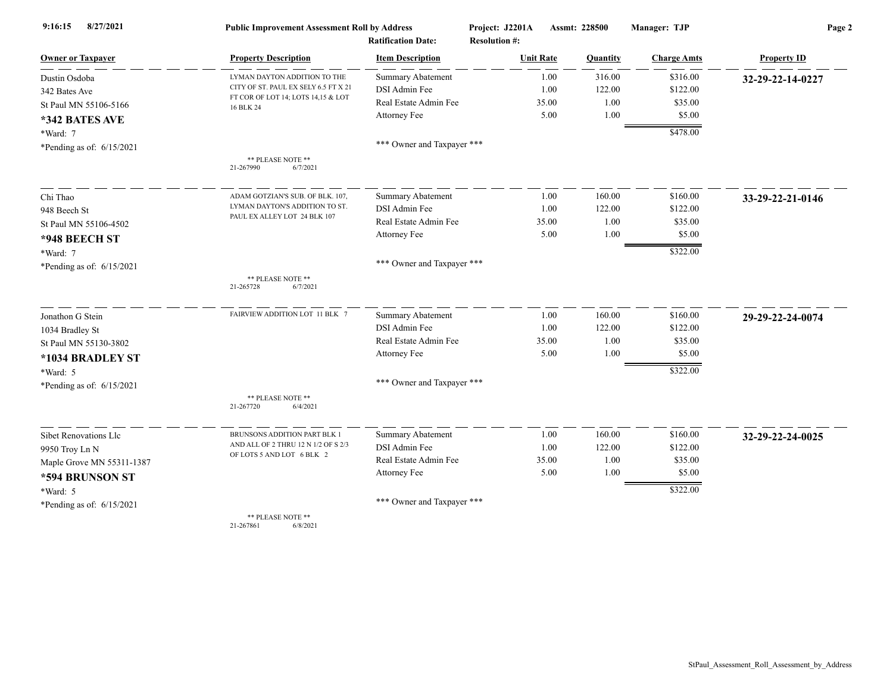**Public Improvement Assessment Roll by Address**

**Project: J2201A** **Assmt: 228500** **Manager: TJP**

**Ratification Date:** **Resolution #:**

9:16:15 8/27/2021

| Owner or Taxpayer | Property Description | Item Description | Unit Rate | Quantity | Charge Amts | Property ID |
|---|---|---|---|---|---|---|
| Dustin Osdoba<br>342 Bates Ave<br>St Paul MN 55106-5166<br>**\*342 BATES AVE**<br>\*Ward: 7<br>\*Pending as of: 6/15/2021 | LYMAN DAYTON ADDITION TO THE CITY OF ST. PAUL EX SELY 6.5 FT X 21 FT COR OF LOT 14; LOTS 14,15 & LOT 16 BLK 24<br>\*\* PLEASE NOTE \*\*<br>21-267990 6/7/2021 | Summary Abatement<br>DSI Admin Fee<br>Real Estate Admin Fee<br>Attorney Fee<br>\*\*\* Owner and Taxpayer \*\*\* | 1.00<br>1.00<br>35.00<br>5.00 | 316.00<br>122.00<br>1.00<br>1.00 | $316.00<br>$122.00<br>$35.00<br>$5.00<br>$478.00 | **32-29-22-14-0227** |
| Chi Thao<br>948 Beech St<br>St Paul MN 55106-4502<br>**\*948 BEECH ST**<br>\*Ward: 7<br>\*Pending as of: 6/15/2021 | ADAM GOTZIAN'S SUB. OF BLK. 107, LYMAN DAYTON'S ADDITION TO ST. PAUL EX ALLEY LOT 24 BLK 107<br>\*\* PLEASE NOTE \*\*<br>21-265728 6/7/2021 | Summary Abatement<br>DSI Admin Fee<br>Real Estate Admin Fee<br>Attorney Fee<br>\*\*\* Owner and Taxpayer \*\*\* | 1.00<br>1.00<br>35.00<br>5.00 | 160.00<br>122.00<br>1.00<br>1.00 | $160.00<br>$122.00<br>$35.00<br>$5.00<br>$322.00 | **33-29-22-21-0146** |
| Jonathon G Stein<br>1034 Bradley St<br>St Paul MN 55130-3802<br>**\*1034 BRADLEY ST**<br>\*Ward: 5<br>\*Pending as of: 6/15/2021 | FAIRVIEW ADDITION LOT 11 BLK 7<br>\*\* PLEASE NOTE \*\*<br>21-267720 6/4/2021 | Summary Abatement<br>DSI Admin Fee<br>Real Estate Admin Fee<br>Attorney Fee<br>\*\*\* Owner and Taxpayer \*\*\* | 1.00<br>1.00<br>35.00<br>5.00 | 160.00<br>122.00<br>1.00<br>1.00 | $160.00<br>$122.00<br>$35.00<br>$5.00<br>$322.00 | **29-29-22-24-0074** |
| Sibet Renovations Llc<br>9950 Troy Ln N<br>Maple Grove MN 55311-1387<br>**\*594 BRUNSON ST**<br>\*Ward: 5<br>\*Pending as of: 6/15/2021 | BRUNSONS ADDITION PART BLK 1 AND ALL OF 2 THRU 12 N 1/2 OF S 2/3 OF LOTS 5 AND LOT 6 BLK 2<br>\*\* PLEASE NOTE \*\*<br>21-267861 6/8/2021 | Summary Abatement<br>DSI Admin Fee<br>Real Estate Admin Fee<br>Attorney Fee<br>\*\*\* Owner and Taxpayer \*\*\* | 1.00<br>1.00<br>35.00<br>5.00 | 160.00<br>122.00<br>1.00<br>1.00 | $160.00<br>$122.00<br>$35.00<br>$5.00<br>$322.00 | **32-29-22-24-0025** |

StPaul_Assessment_Roll_Assessment_by_Address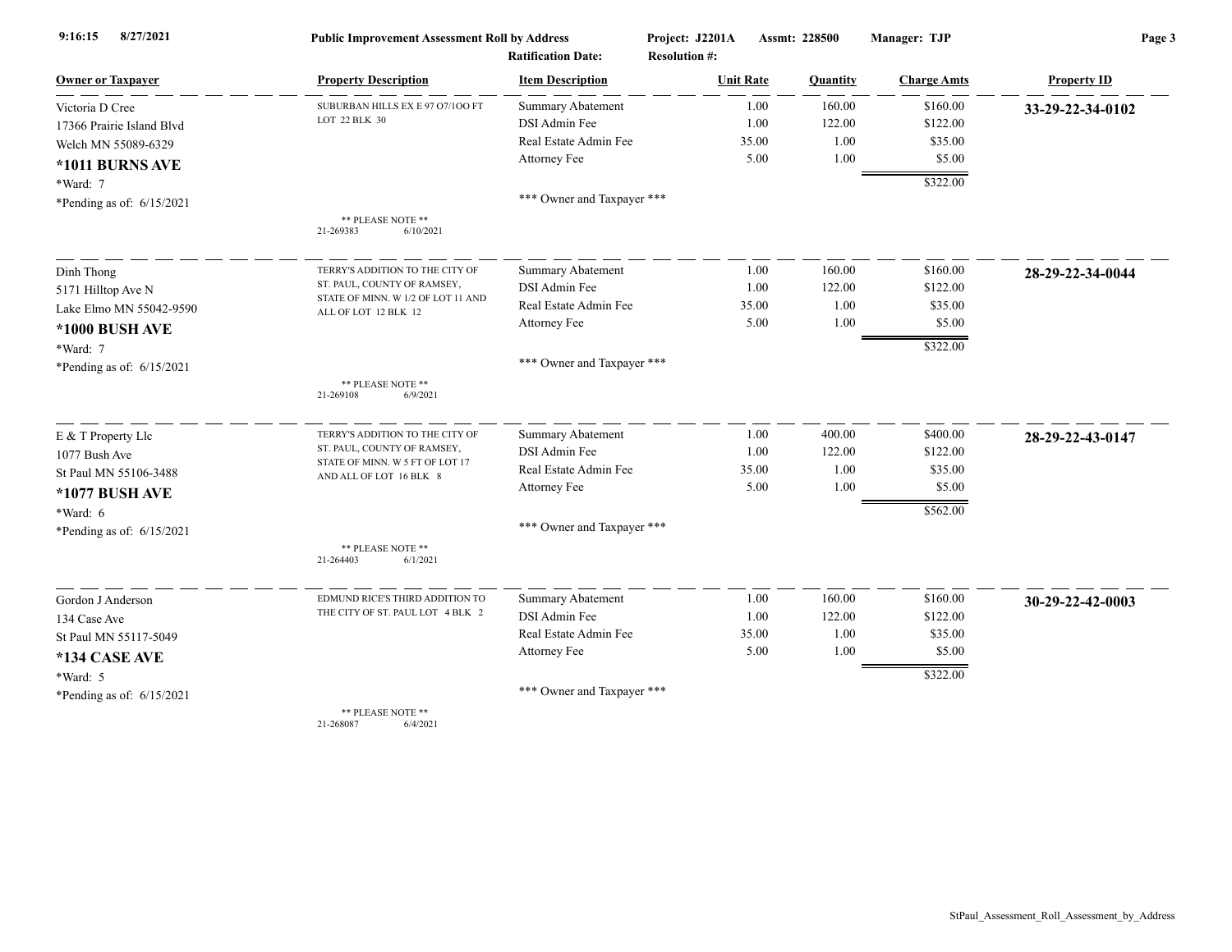9:16:15 8/27/2021 **Public Improvement Assessment Roll by Address** **Project: J2201A** **Assmt: 228500** **Manager: TJP**

**Ratification Date:** **Resolution #:**

| Owner or Taxpayer | Property Description | Item Description | Unit Rate | Quantity | Charge Amts | Property ID |
|---|---|---|---|---|---|---|
| Victoria D Cree<br>17366 Prairie Island Blvd<br>Welch MN 55089-6329<br>**\*1011 BURNS AVE**<br>\*Ward: 7<br>\*Pending as of: 6/15/2021 | SUBURBAN HILLS EX E 97 O7/1OO FT LOT 22 BLK 30<br><br>\*\* PLEASE NOTE \*\*<br>21-269383 6/10/2021 | Summary Abatement<br>DSI Admin Fee<br>Real Estate Admin Fee<br>Attorney Fee<br><br>\*\*\* Owner and Taxpayer \*\*\* | 1.00<br>1.00<br>35.00<br>5.00 | 160.00<br>122.00<br>1.00<br>1.00 | $160.00<br>$122.00<br>$35.00<br>$5.00<br>$322.00 | **33-29-22-34-0102** |
| Dinh Thong<br>5171 Hilltop Ave N<br>Lake Elmo MN 55042-9590<br>**\*1000 BUSH AVE**<br>\*Ward: 7<br>\*Pending as of: 6/15/2021 | TERRY'S ADDITION TO THE CITY OF ST. PAUL, COUNTY OF RAMSEY, STATE OF MINN. W 1/2 OF LOT 11 AND ALL OF LOT 12 BLK 12<br><br>\*\* PLEASE NOTE \*\*<br>21-269108 6/9/2021 | Summary Abatement<br>DSI Admin Fee<br>Real Estate Admin Fee<br>Attorney Fee<br><br>\*\*\* Owner and Taxpayer \*\*\* | 1.00<br>1.00<br>35.00<br>5.00 | 160.00<br>122.00<br>1.00<br>1.00 | $160.00<br>$122.00<br>$35.00<br>$5.00<br>$322.00 | **28-29-22-34-0044** |
| E & T Property Llc<br>1077 Bush Ave<br>St Paul MN 55106-3488<br>**\*1077 BUSH AVE**<br>\*Ward: 6<br>\*Pending as of: 6/15/2021 | TERRY'S ADDITION TO THE CITY OF ST. PAUL, COUNTY OF RAMSEY, STATE OF MINN. W 5 FT OF LOT 17 AND ALL OF LOT 16 BLK 8<br><br>\*\* PLEASE NOTE \*\*<br>21-264403 6/1/2021 | Summary Abatement<br>DSI Admin Fee<br>Real Estate Admin Fee<br>Attorney Fee<br><br>\*\*\* Owner and Taxpayer \*\*\* | 1.00<br>1.00<br>35.00<br>5.00 | 400.00<br>122.00<br>1.00<br>1.00 | $400.00<br>$122.00<br>$35.00<br>$5.00<br>$562.00 | **28-29-22-43-0147** |
| Gordon J Anderson<br>134 Case Ave<br>St Paul MN 55117-5049<br>**\*134 CASE AVE**<br>\*Ward: 5<br>\*Pending as of: 6/15/2021 | EDMUND RICE'S THIRD ADDITION TO THE CITY OF ST. PAUL LOT 4 BLK 2<br><br>\*\* PLEASE NOTE \*\*<br>21-268087 6/4/2021 | Summary Abatement<br>DSI Admin Fee<br>Real Estate Admin Fee<br>Attorney Fee<br><br>\*\*\* Owner and Taxpayer \*\*\* | 1.00<br>1.00<br>35.00<br>5.00 | 160.00<br>122.00<br>1.00<br>1.00 | $160.00<br>$122.00<br>$35.00<br>$5.00<br>$322.00 | **30-29-22-42-0003** |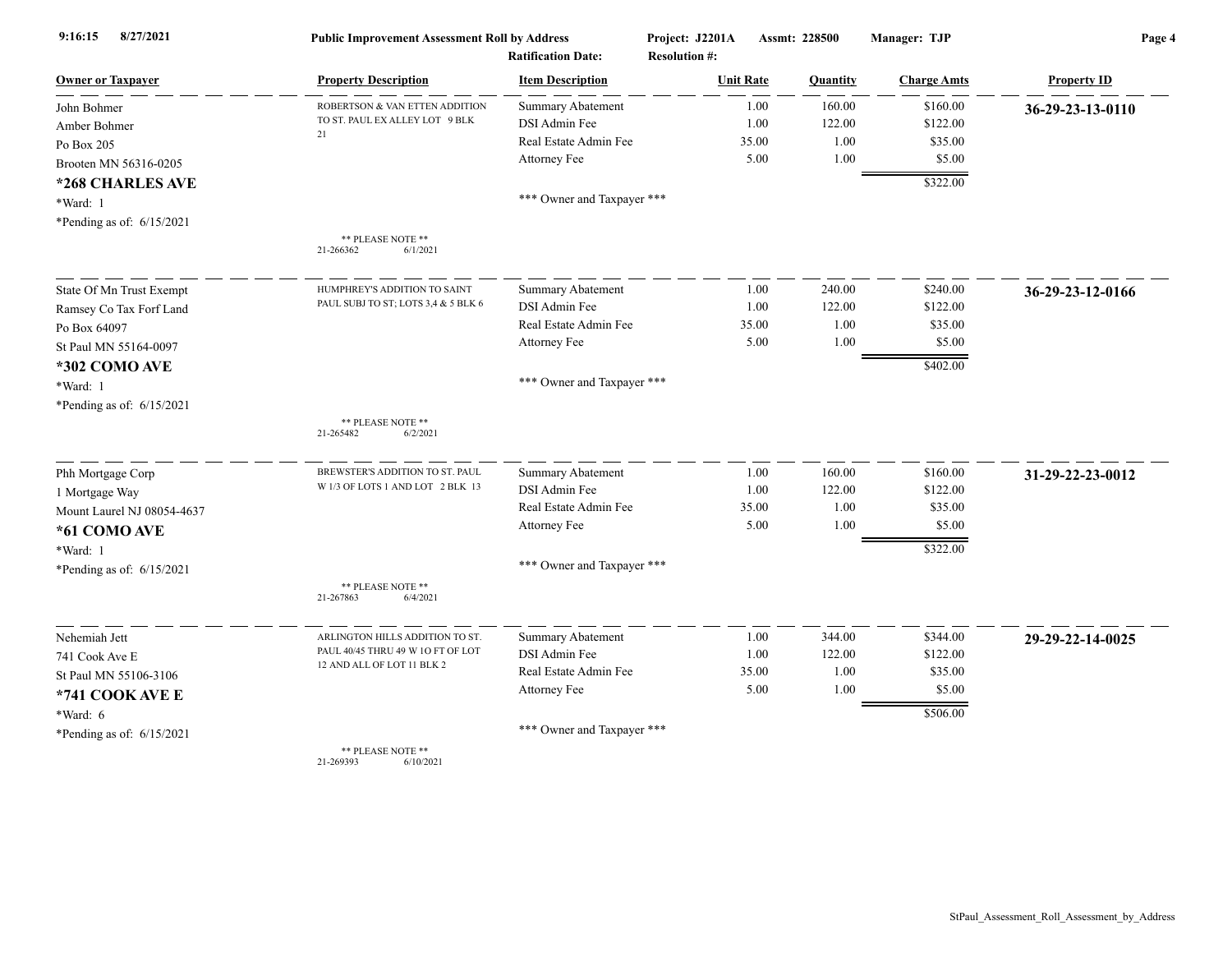| Owner or Taxpayer | Property Description | Item Description | Unit Rate | Quantity | Charge Amts | Property ID |
|---|---|---|---|---|---|---|
| John Bohmer<br>Amber Bohmer<br>Po Box 205<br>Brooten MN 56316-0205<br>**\*268 CHARLES AVE**<br>\*Ward: 1<br>\*Pending as of: 6/15/2021 | ROBERTSON & VAN ETTEN ADDITION TO ST. PAUL EX ALLEY LOT 9 BLK 21<br><br>** PLEASE NOTE **<br>21-266362 6/1/2021 | Summary Abatement<br>DSI Admin Fee<br>Real Estate Admin Fee<br>Attorney Fee<br><br>*** Owner and Taxpayer *** | 1.00<br>1.00<br>35.00<br>5.00 | 160.00<br>122.00<br>1.00<br>1.00 | $160.00<br>$122.00<br>$35.00<br>$5.00<br>$322.00 | **36-29-23-13-0110** |
| State Of Mn Trust Exempt<br>Ramsey Co Tax Forf Land<br>Po Box 64097<br>St Paul MN 55164-0097<br>**\*302 COMO AVE**<br>\*Ward: 1<br>\*Pending as of: 6/15/2021 | HUMPHREY'S ADDITION TO SAINT PAUL SUBJ TO ST; LOTS 3,4 & 5 BLK 6<br><br>** PLEASE NOTE **<br>21-265482 6/2/2021 | Summary Abatement<br>DSI Admin Fee<br>Real Estate Admin Fee<br>Attorney Fee<br><br>*** Owner and Taxpayer *** | 1.00<br>1.00<br>35.00<br>5.00 | 240.00<br>122.00<br>1.00<br>1.00 | $240.00<br>$122.00<br>$35.00<br>$5.00<br>$402.00 | **36-29-23-12-0166** |
| Phh Mortgage Corp<br>1 Mortgage Way<br>Mount Laurel NJ 08054-4637<br>**\*61 COMO AVE**<br>\*Ward: 1<br>\*Pending as of: 6/15/2021 | BREWSTER'S ADDITION TO ST. PAUL W 1/3 OF LOTS 1 AND LOT 2 BLK 13<br><br>** PLEASE NOTE **<br>21-267863 6/4/2021 | Summary Abatement<br>DSI Admin Fee<br>Real Estate Admin Fee<br>Attorney Fee<br><br>*** Owner and Taxpayer *** | 1.00<br>1.00<br>35.00<br>5.00 | 160.00<br>122.00<br>1.00<br>1.00 | $160.00<br>$122.00<br>$35.00<br>$5.00<br>$322.00 | **31-29-22-23-0012** |
| Nehemiah Jett<br>741 Cook Ave E<br>St Paul MN 55106-3106<br>**\*741 COOK AVE E**<br>\*Ward: 6<br>\*Pending as of: 6/15/2021 | ARLINGTON HILLS ADDITION TO ST. PAUL 40/45 THRU 49 W 1O FT OF LOT 12 AND ALL OF LOT 11 BLK 2<br><br>** PLEASE NOTE **<br>21-269393 6/10/2021 | Summary Abatement<br>DSI Admin Fee<br>Real Estate Admin Fee<br>Attorney Fee<br><br>*** Owner and Taxpayer *** | 1.00<br>1.00<br>35.00<br>5.00 | 344.00<br>122.00<br>1.00<br>1.00 | $344.00<br>$122.00<br>$35.00<br>$5.00<br>$506.00 | **29-29-22-14-0025** |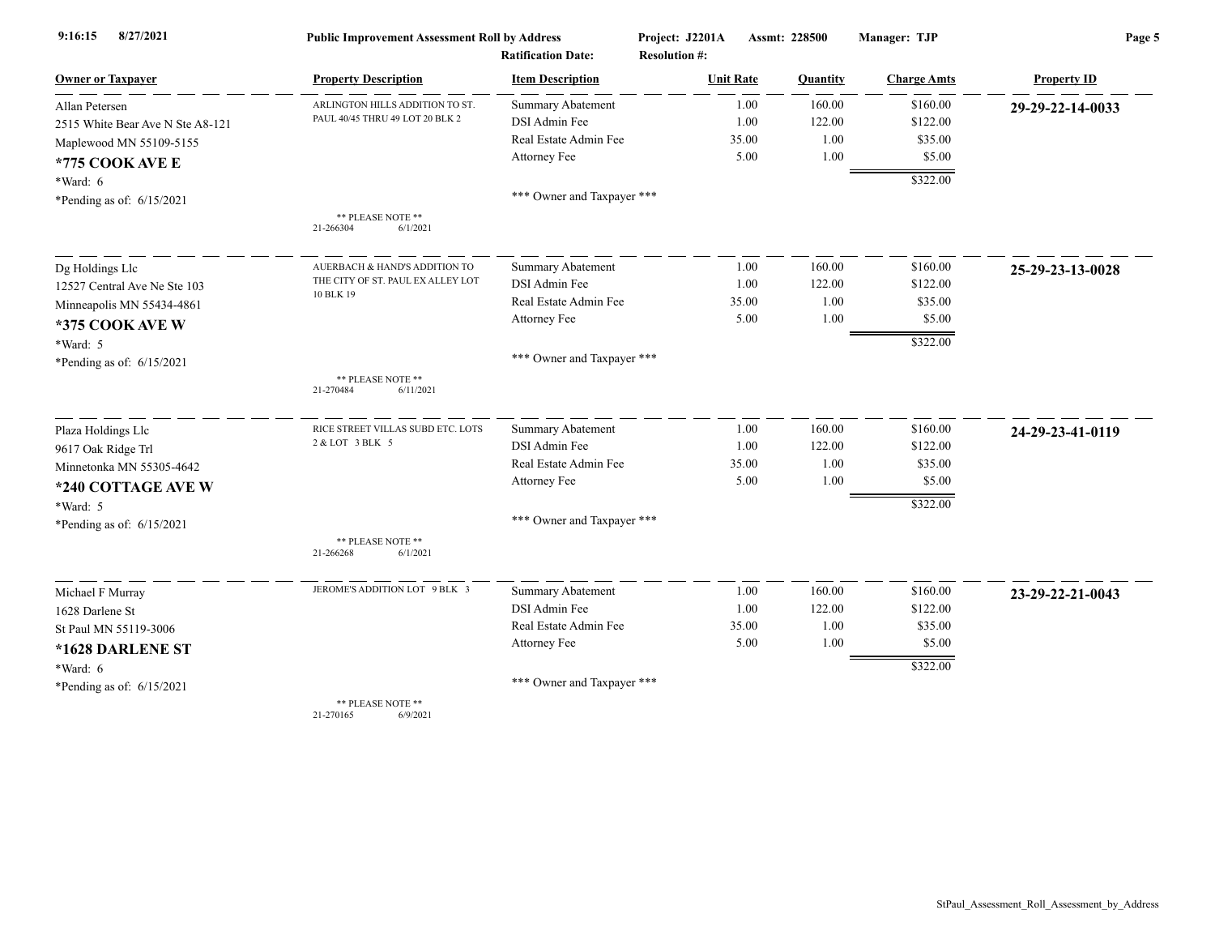**Public Improvement Assessment Roll by Address** | **Project: J2201A** | **Assmt: 228500** | **Manager: TJP**

**Ratification Date:** | **Resolution #:**

9:16:15 8/27/2021

| Owner or Taxpayer | Property Description | Item Description | Unit Rate | Quantity | Charge Amts | Property ID |
|---|---|---|---|---|---|---|
| Allan Petersen<br>2515 White Bear Ave N Ste A8-121<br>Maplewood MN 55109-5155<br>**\*775 COOK AVE E**<br>\*Ward: 6<br>\*Pending as of: 6/15/2021 | ARLINGTON HILLS ADDITION TO ST. PAUL 40/45 THRU 49 LOT 20 BLK 2<br>** PLEASE NOTE **<br>21-266304 6/1/2021 | Summary Abatement<br>DSI Admin Fee<br>Real Estate Admin Fee<br>Attorney Fee<br>\*\*\* Owner and Taxpayer \*\*\* | 1.00<br>1.00<br>35.00<br>5.00 | 160.00<br>122.00<br>1.00<br>1.00 | $160.00<br>$122.00<br>$35.00<br>$5.00<br>$322.00 | **29-29-22-14-0033** |
| Dg Holdings Llc<br>12527 Central Ave Ne Ste 103<br>Minneapolis MN 55434-4861<br>**\*375 COOK AVE W**<br>\*Ward: 5<br>\*Pending as of: 6/15/2021 | AUERBACH & HAND'S ADDITION TO THE CITY OF ST. PAUL EX ALLEY LOT 10 BLK 19<br>** PLEASE NOTE **<br>21-270484 6/11/2021 | Summary Abatement<br>DSI Admin Fee<br>Real Estate Admin Fee<br>Attorney Fee<br>\*\*\* Owner and Taxpayer \*\*\* | 1.00<br>1.00<br>35.00<br>5.00 | 160.00<br>122.00<br>1.00<br>1.00 | $160.00<br>$122.00<br>$35.00<br>$5.00<br>$322.00 | **25-29-23-13-0028** |
| Plaza Holdings Llc<br>9617 Oak Ridge Trl<br>Minnetonka MN 55305-4642<br>**\*240 COTTAGE AVE W**<br>\*Ward: 5<br>\*Pending as of: 6/15/2021 | RICE STREET VILLAS SUBD ETC. LOTS 2 & LOT 3 BLK 5<br>** PLEASE NOTE **<br>21-266268 6/1/2021 | Summary Abatement<br>DSI Admin Fee<br>Real Estate Admin Fee<br>Attorney Fee<br>\*\*\* Owner and Taxpayer \*\*\* | 1.00<br>1.00<br>35.00<br>5.00 | 160.00<br>122.00<br>1.00<br>1.00 | $160.00<br>$122.00<br>$35.00<br>$5.00<br>$322.00 | **24-29-23-41-0119** |
| Michael F Murray<br>1628 Darlene St<br>St Paul MN 55119-3006<br>**\*1628 DARLENE ST**<br>\*Ward: 6<br>\*Pending as of: 6/15/2021 | JEROME'S ADDITION LOT 9 BLK 3<br>** PLEASE NOTE **<br>21-270165 6/9/2021 | Summary Abatement<br>DSI Admin Fee<br>Real Estate Admin Fee<br>Attorney Fee<br>\*\*\* Owner and Taxpayer \*\*\* | 1.00<br>1.00<br>35.00<br>5.00 | 160.00<br>122.00<br>1.00<br>1.00 | $160.00<br>$122.00<br>$35.00<br>$5.00<br>$322.00 | **23-29-22-21-0043** |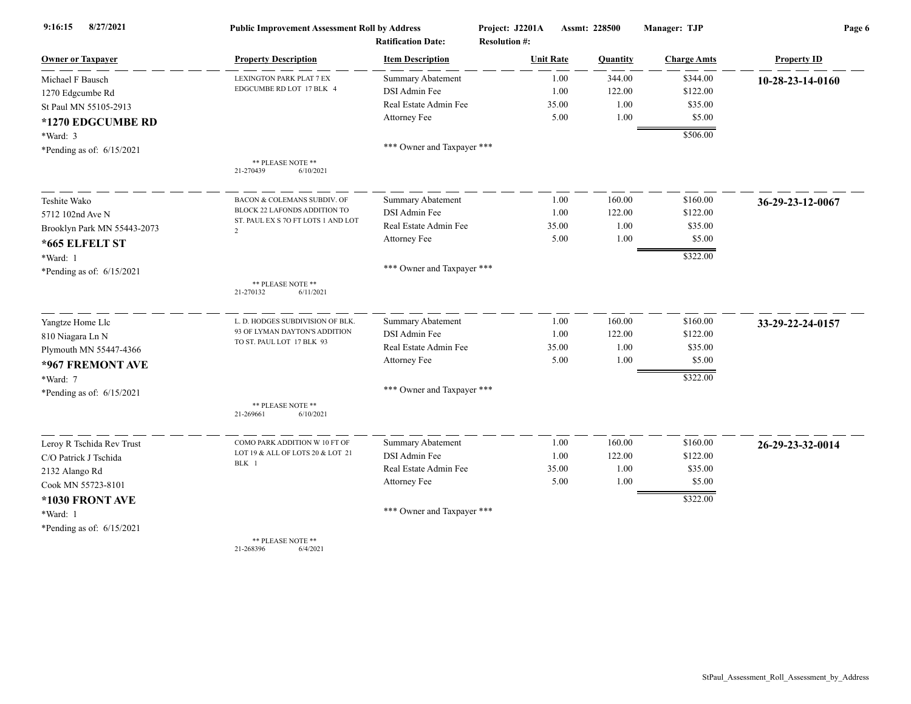| Owner or Taxpayer | Property Description | Item Description | Unit Rate | Quantity | Charge Amts | Property ID |
|---|---|---|---|---|---|---|
| Michael F Bausch<br>1270 Edgcumbe Rd<br>St Paul MN 55105-2913<br>**\*1270 EDGCUMBE RD**<br>*Ward: 3<br>*Pending as of: 6/15/2021 | LEXINGTON PARK PLAT 7 EX EDGCUMBE RD LOT 17 BLK 4<br><br>** PLEASE NOTE **<br>21-270439 6/10/2021 | Summary Abatement<br>DSI Admin Fee<br>Real Estate Admin Fee<br>Attorney Fee<br><br>*** Owner and Taxpayer *** | 1.00<br>1.00<br>35.00<br>5.00 | 344.00<br>122.00<br>1.00<br>1.00 | $344.00<br>$122.00<br>$35.00<br>$5.00<br>$506.00 | **10-28-23-14-0160** |
| Teshite Wako<br>5712 102nd Ave N<br>Brooklyn Park MN 55443-2073<br>**\*665 ELFELT ST**<br>*Ward: 1<br>*Pending as of: 6/15/2021 | BACON & COLEMANS SUBDIV. OF BLOCK 22 LAFONDS ADDITION TO ST. PAUL EX S 7O FT LOTS 1 AND LOT 2<br><br>** PLEASE NOTE **<br>21-270132 6/11/2021 | Summary Abatement<br>DSI Admin Fee<br>Real Estate Admin Fee<br>Attorney Fee<br><br>*** Owner and Taxpayer *** | 1.00<br>1.00<br>35.00<br>5.00 | 160.00<br>122.00<br>1.00<br>1.00 | $160.00<br>$122.00<br>$35.00<br>$5.00<br>$322.00 | **36-29-23-12-0067** |
| Yangtze Home Llc<br>810 Niagara Ln N<br>Plymouth MN 55447-4366<br>**\*967 FREMONT AVE**<br>*Ward: 7<br>*Pending as of: 6/15/2021 | L. D. HODGES SUBDIVISION OF BLK. 93 OF LYMAN DAYTON'S ADDITION TO ST. PAUL LOT 17 BLK 93<br><br>** PLEASE NOTE **<br>21-269661 6/10/2021 | Summary Abatement<br>DSI Admin Fee<br>Real Estate Admin Fee<br>Attorney Fee<br><br>*** Owner and Taxpayer *** | 1.00<br>1.00<br>35.00<br>5.00 | 160.00<br>122.00<br>1.00<br>1.00 | $160.00<br>$122.00<br>$35.00<br>$5.00<br>$322.00 | **33-29-22-24-0157** |
| Leroy R Tschida Rev Trust<br>C/O Patrick J Tschida<br>2132 Alango Rd<br>Cook MN 55723-8101<br>**\*1030 FRONT AVE**<br>*Ward: 1<br>*Pending as of: 6/15/2021 | COMO PARK ADDITION W 10 FT OF LOT 19 & ALL OF LOTS 20 & LOT 21 BLK 1<br><br>** PLEASE NOTE **<br>21-268396 6/4/2021 | Summary Abatement<br>DSI Admin Fee<br>Real Estate Admin Fee<br>Attorney Fee<br><br>*** Owner and Taxpayer *** | 1.00<br>1.00<br>35.00<br>5.00 | 160.00<br>122.00<br>1.00<br>1.00 | $160.00<br>$122.00<br>$35.00<br>$5.00<br>$322.00 | **26-29-23-32-0014** |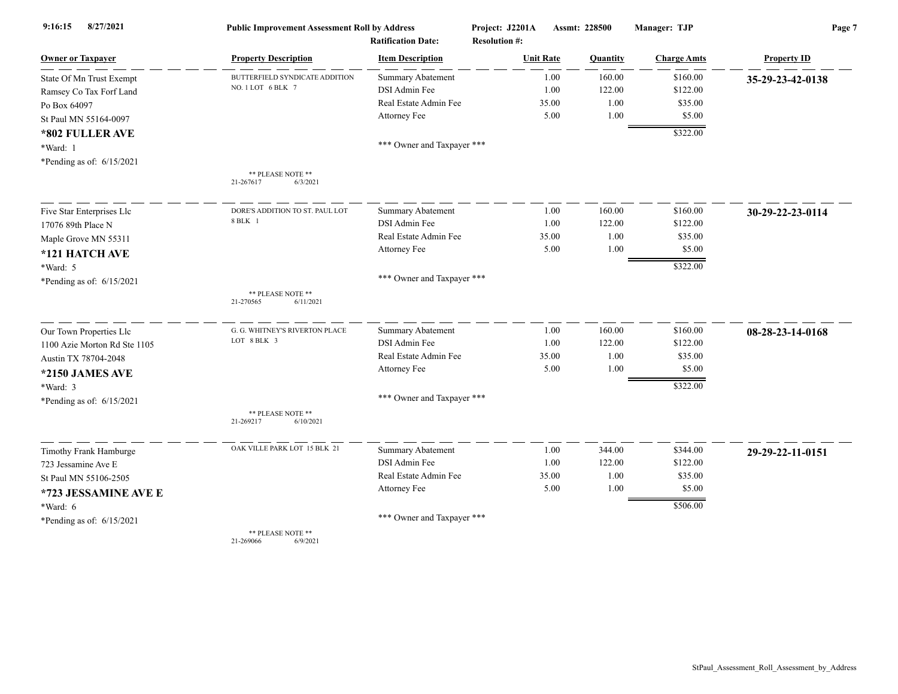9:16:15 8/27/2021 **Public Improvement Assessment Roll by Address** **Project: J2201A** **Assmt: 228500** **Manager: TJP**

**Ratification Date:** **Resolution #:**

| Owner or Taxpayer | Property Description | Item Description | Unit Rate | Quantity | Charge Amts | Property ID |
|---|---|---|---|---|---|---|
| State Of Mn Trust Exempt | BUTTERFIELD SYNDICATE ADDITION NO. 1 LOT 6 BLK 7 | Summary Abatement | 1.00 | 160.00 | $160.00 | **35-29-23-42-0138** |
| Ramsey Co Tax Forf Land | | DSI Admin Fee | 1.00 | 122.00 | $122.00 | |
| Po Box 64097 | | Real Estate Admin Fee | 35.00 | 1.00 | $35.00 | |
| St Paul MN 55164-0097 | | Attorney Fee | 5.00 | 1.00 | $5.00 | |
| **\*802 FULLER AVE** | | | | | $322.00 | |
| \*Ward: 1 | | \*\*\* Owner and Taxpayer \*\*\* | | | | |
| \*Pending as of: 6/15/2021 | \*\* PLEASE NOTE \*\* 21-267617 6/3/2021 | | | | | |
| Five Star Enterprises Llc | DORE'S ADDITION TO ST. PAUL LOT 8 BLK 1 | Summary Abatement | 1.00 | 160.00 | $160.00 | **30-29-22-23-0114** |
| 17076 89th Place N | | DSI Admin Fee | 1.00 | 122.00 | $122.00 | |
| Maple Grove MN 55311 | | Real Estate Admin Fee | 35.00 | 1.00 | $35.00 | |
| **\*121 HATCH AVE** | | Attorney Fee | 5.00 | 1.00 | $5.00 | |
| \*Ward: 5 | | | | | $322.00 | |
| \*Pending as of: 6/15/2021 | \*\* PLEASE NOTE \*\* 21-270565 6/11/2021 | \*\*\* Owner and Taxpayer \*\*\* | | | | |
| Our Town Properties Llc | G. G. WHITNEY'S RIVERTON PLACE LOT 8 BLK 3 | Summary Abatement | 1.00 | 160.00 | $160.00 | **08-28-23-14-0168** |
| 1100 Azie Morton Rd Ste 1105 | | DSI Admin Fee | 1.00 | 122.00 | $122.00 | |
| Austin TX 78704-2048 | | Real Estate Admin Fee | 35.00 | 1.00 | $35.00 | |
| **\*2150 JAMES AVE** | | Attorney Fee | 5.00 | 1.00 | $5.00 | |
| \*Ward: 3 | | | | | $322.00 | |
| \*Pending as of: 6/15/2021 | \*\* PLEASE NOTE \*\* 21-269217 6/10/2021 | \*\*\* Owner and Taxpayer \*\*\* | | | | |
| Timothy Frank Hamburge | OAK VILLE PARK LOT 15 BLK 21 | Summary Abatement | 1.00 | 344.00 | $344.00 | **29-29-22-11-0151** |
| 723 Jessamine Ave E | | DSI Admin Fee | 1.00 | 122.00 | $122.00 | |
| St Paul MN 55106-2505 | | Real Estate Admin Fee | 35.00 | 1.00 | $35.00 | |
| **\*723 JESSAMINE AVE E** | | Attorney Fee | 5.00 | 1.00 | $5.00 | |
| \*Ward: 6 | | | | | $506.00 | |
| \*Pending as of: 6/15/2021 | \*\* PLEASE NOTE \*\* 21-269066 6/9/2021 | \*\*\* Owner and Taxpayer \*\*\* | | | | |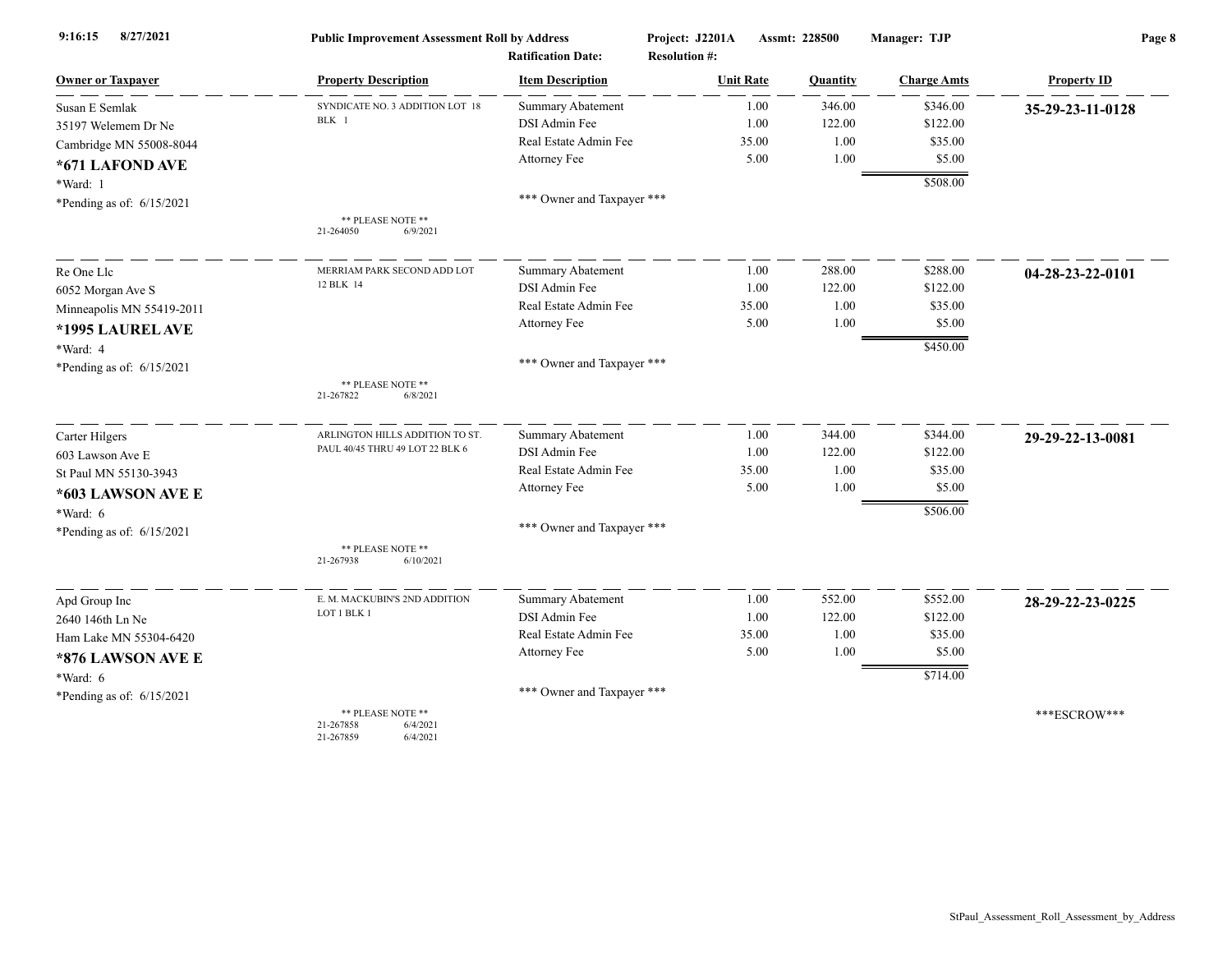9:16:15 8/27/2021 **Public Improvement Assessment Roll by Address** **Project: J2201A** **Assmt: 228500** **Manager: TJP**

**Ratification Date:** **Resolution #:**

| Owner or Taxpayer | Property Description | Item Description | Unit Rate | Quantity | Charge Amts | Property ID |
|---|---|---|---|---|---|---|
| Susan E Semlak<br>35197 Welemem Dr Ne<br>Cambridge MN 55008-8044<br>**\*671 LAFOND AVE**<br>\*Ward: 1<br>\*Pending as of: 6/15/2021 | SYNDICATE NO. 3 ADDITION LOT 18 BLK 1<br><br>** PLEASE NOTE **<br>21-264050 6/9/2021 | Summary Abatement<br>DSI Admin Fee<br>Real Estate Admin Fee<br>Attorney Fee<br><br>*** Owner and Taxpayer *** | 1.00<br>1.00<br>35.00<br>5.00 | 346.00<br>122.00<br>1.00<br>1.00 | $346.00<br>$122.00<br>$35.00<br>$5.00<br>$508.00 | **35-29-23-11-0128** |
| Re One Llc<br>6052 Morgan Ave S<br>Minneapolis MN 55419-2011<br>**\*1995 LAUREL AVE**<br>\*Ward: 4<br>\*Pending as of: 6/15/2021 | MERRIAM PARK SECOND ADD LOT 12 BLK 14<br><br>** PLEASE NOTE **<br>21-267822 6/8/2021 | Summary Abatement<br>DSI Admin Fee<br>Real Estate Admin Fee<br>Attorney Fee<br><br>*** Owner and Taxpayer *** | 1.00<br>1.00<br>35.00<br>5.00 | 288.00<br>122.00<br>1.00<br>1.00 | $288.00<br>$122.00<br>$35.00<br>$5.00<br>$450.00 | **04-28-23-22-0101** |
| Carter Hilgers<br>603 Lawson Ave E<br>St Paul MN 55130-3943<br>**\*603 LAWSON AVE E**<br>\*Ward: 6<br>\*Pending as of: 6/15/2021 | ARLINGTON HILLS ADDITION TO ST. PAUL 40/45 THRU 49 LOT 22 BLK 6<br><br>** PLEASE NOTE **<br>21-267938 6/10/2021 | Summary Abatement<br>DSI Admin Fee<br>Real Estate Admin Fee<br>Attorney Fee<br><br>*** Owner and Taxpayer *** | 1.00<br>1.00<br>35.00<br>5.00 | 344.00<br>122.00<br>1.00<br>1.00 | $344.00<br>$122.00<br>$35.00<br>$5.00<br>$506.00 | **29-29-22-13-0081** |
| Apd Group Inc<br>2640 146th Ln Ne<br>Ham Lake MN 55304-6420<br>**\*876 LAWSON AVE E**<br>\*Ward: 6<br>\*Pending as of: 6/15/2021 | E. M. MACKUBIN'S 2ND ADDITION LOT 1 BLK 1<br><br>** PLEASE NOTE **<br>21-267858 6/4/2021<br>21-267859 6/4/2021 | Summary Abatement<br>DSI Admin Fee<br>Real Estate Admin Fee<br>Attorney Fee<br><br>*** Owner and Taxpayer *** | 1.00<br>1.00<br>35.00<br>5.00 | 552.00<br>122.00<br>1.00<br>1.00 | $552.00<br>$122.00<br>$35.00<br>$5.00<br>$714.00 | **28-29-22-23-0225**<br><br>***ESCROW*** |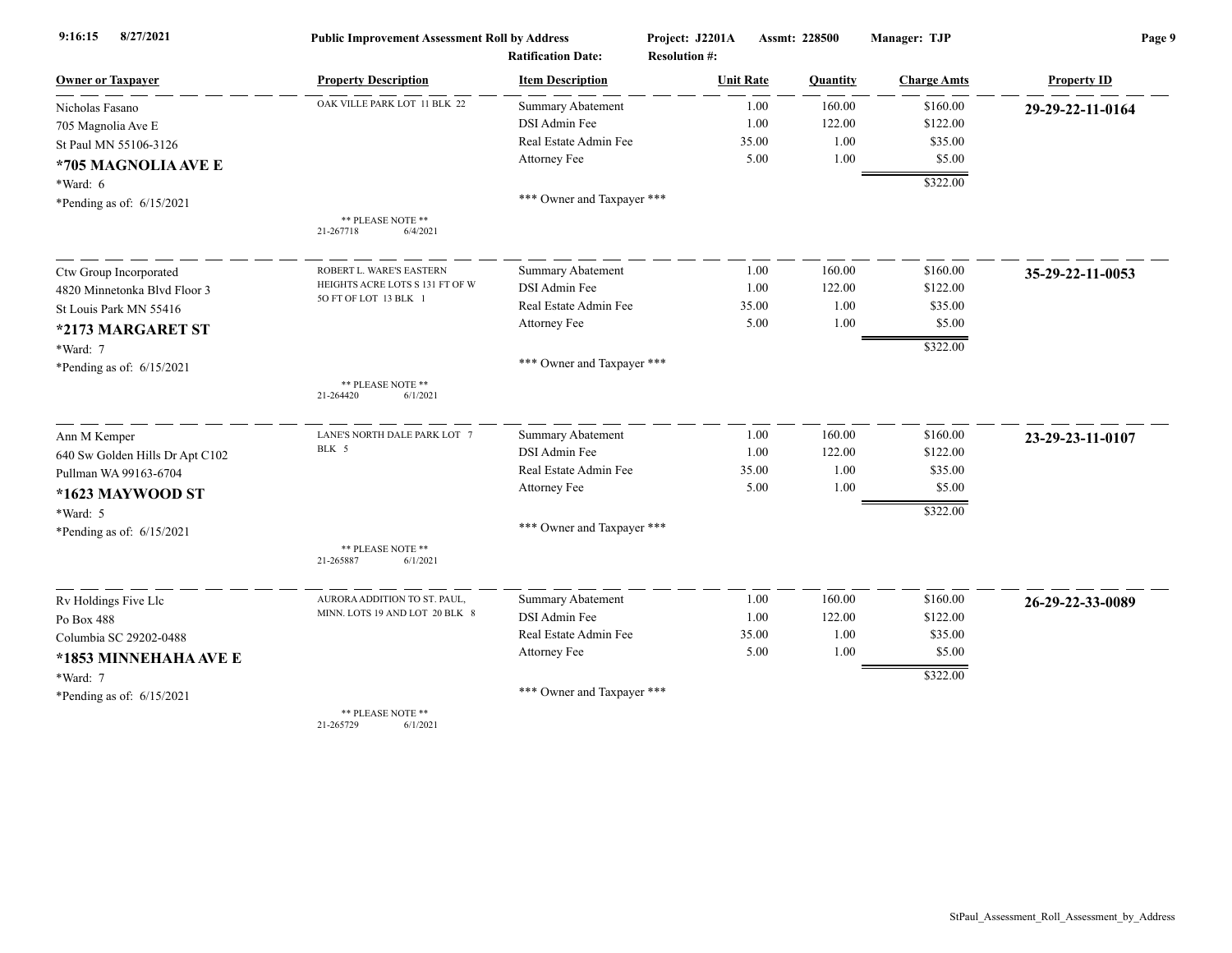9:16:15 8/27/2021 **Public Improvement Assessment Roll by Address** **Project: J2201A** **Assmt: 228500** **Manager: TJP**

**Ratification Date:** **Resolution #:**

| Owner or Taxpayer | Property Description | Item Description | Unit Rate | Quantity | Charge Amts | Property ID |
|---|---|---|---|---|---|---|
| Nicholas Fasano | OAK VILLE PARK LOT 11 BLK 22 | Summary Abatement | 1.00 | 160.00 | $160.00 | **29-29-22-11-0164** |
| 705 Magnolia Ave E | | DSI Admin Fee | 1.00 | 122.00 | $122.00 | |
| St Paul MN 55106-3126 | | Real Estate Admin Fee | 35.00 | 1.00 | $35.00 | |
| **\*705 MAGNOLIA AVE E** | | Attorney Fee | 5.00 | 1.00 | $5.00 | |
| \*Ward: 6 | | | | | $322.00 | |
| \*Pending as of: 6/15/2021 | | \*\*\* Owner and Taxpayer \*\*\* | | | | |
| | \*\* PLEASE NOTE \*\* 21-267718 6/4/2021 | | | | | |
| Ctw Group Incorporated | ROBERT L. WARE'S EASTERN HEIGHTS ACRE LOTS S 131 FT OF W 5O FT OF LOT 13 BLK 1 | Summary Abatement | 1.00 | 160.00 | $160.00 | **35-29-22-11-0053** |
| 4820 Minnetonka Blvd Floor 3 | | DSI Admin Fee | 1.00 | 122.00 | $122.00 | |
| St Louis Park MN 55416 | | Real Estate Admin Fee | 35.00 | 1.00 | $35.00 | |
| **\*2173 MARGARET ST** | | Attorney Fee | 5.00 | 1.00 | $5.00 | |
| \*Ward: 7 | | | | | $322.00 | |
| \*Pending as of: 6/15/2021 | | \*\*\* Owner and Taxpayer \*\*\* | | | | |
| | \*\* PLEASE NOTE \*\* 21-264420 6/1/2021 | | | | | |
| Ann M Kemper | LANE'S NORTH DALE PARK LOT 7 BLK 5 | Summary Abatement | 1.00 | 160.00 | $160.00 | **23-29-23-11-0107** |
| 640 Sw Golden Hills Dr Apt C102 | | DSI Admin Fee | 1.00 | 122.00 | $122.00 | |
| Pullman WA 99163-6704 | | Real Estate Admin Fee | 35.00 | 1.00 | $35.00 | |
| **\*1623 MAYWOOD ST** | | Attorney Fee | 5.00 | 1.00 | $5.00 | |
| \*Ward: 5 | | | | | $322.00 | |
| \*Pending as of: 6/15/2021 | | \*\*\* Owner and Taxpayer \*\*\* | | | | |
| | \*\* PLEASE NOTE \*\* 21-265887 6/1/2021 | | | | | |
| Rv Holdings Five Llc | AURORA ADDITION TO ST. PAUL, MINN. LOTS 19 AND LOT 20 BLK 8 | Summary Abatement | 1.00 | 160.00 | $160.00 | **26-29-22-33-0089** |
| Po Box 488 | | DSI Admin Fee | 1.00 | 122.00 | $122.00 | |
| Columbia SC 29202-0488 | | Real Estate Admin Fee | 35.00 | 1.00 | $35.00 | |
| **\*1853 MINNEHAHA AVE E** | | Attorney Fee | 5.00 | 1.00 | $5.00 | |
| \*Ward: 7 | | | | | $322.00 | |
| \*Pending as of: 6/15/2021 | | \*\*\* Owner and Taxpayer \*\*\* | | | | |
| | \*\* PLEASE NOTE \*\* 21-265729 6/1/2021 | | | | | |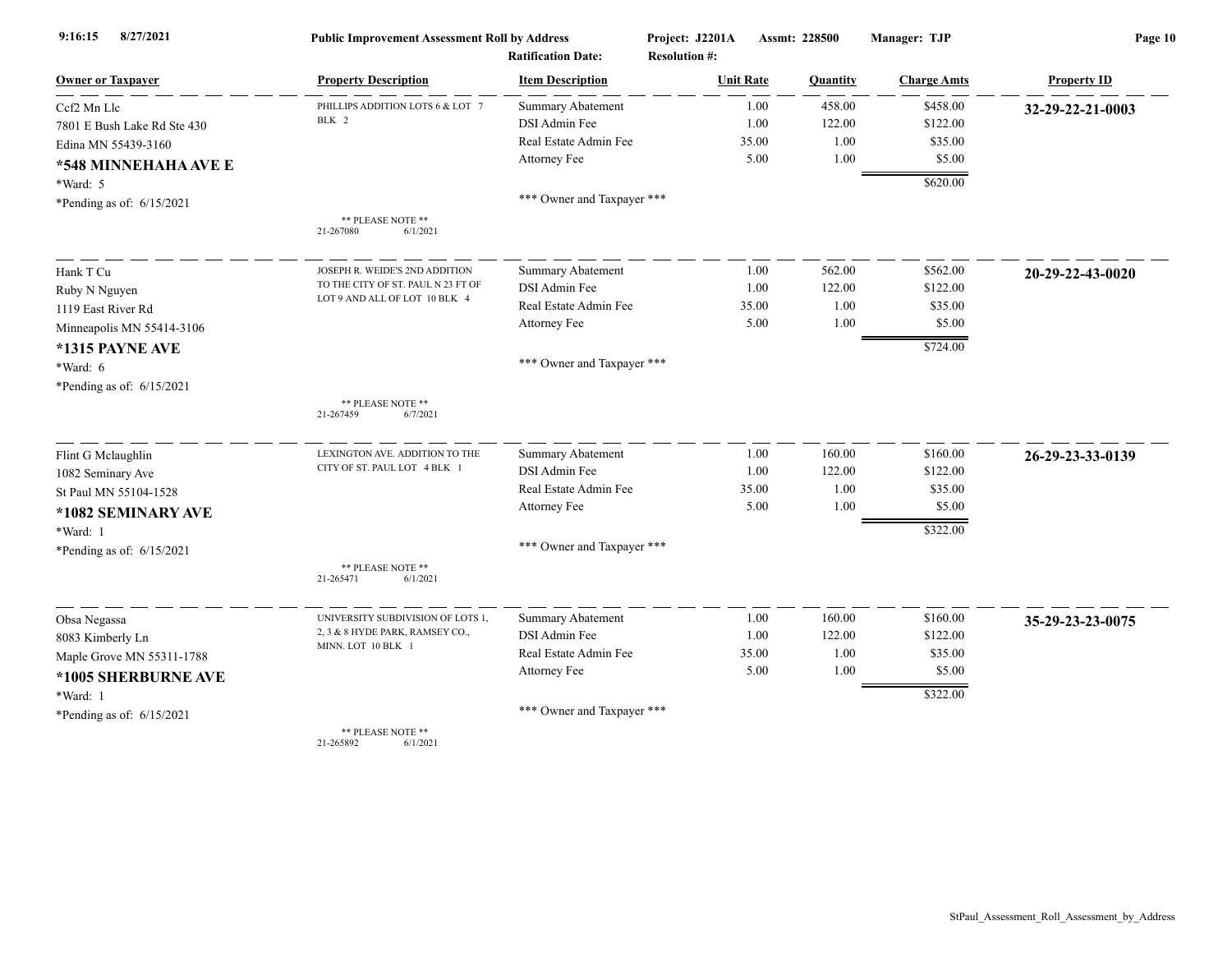9:16:15 8/27/2021 **Public Improvement Assessment Roll by Address** Project: J2201A Assmt: 228500 Manager: TJP

Ratification Date: Resolution #:

| Owner or Taxpayer | Property Description | Item Description | Unit Rate | Quantity | Charge Amts | Property ID |
|---|---|---|---|---|---|---|
| Ccf2 Mn Llc<br>7801 E Bush Lake Rd Ste 430<br>Edina MN 55439-3160<br>**\*548 MINNEHAHA AVE E**<br>\*Ward: 5<br>\*Pending as of: 6/15/2021 | PHILLIPS ADDITION LOTS 6 & LOT 7 BLK 2<br><br>\*\* PLEASE NOTE \*\*<br>21-267080 6/1/2021 | Summary Abatement<br>DSI Admin Fee<br>Real Estate Admin Fee<br>Attorney Fee<br><br>\*\*\* Owner and Taxpayer \*\*\* | 1.00<br>1.00<br>35.00<br>5.00 | 458.00<br>122.00<br>1.00<br>1.00 | $458.00<br>$122.00<br>$35.00<br>$5.00<br>$620.00 | **32-29-22-21-0003** |
| Hank T Cu<br>Ruby N Nguyen<br>1119 East River Rd<br>Minneapolis MN 55414-3106<br>**\*1315 PAYNE AVE**<br>\*Ward: 6<br>\*Pending as of: 6/15/2021 | JOSEPH R. WEIDE'S 2ND ADDITION TO THE CITY OF ST. PAUL N 23 FT OF LOT 9 AND ALL OF LOT 10 BLK 4<br><br>\*\* PLEASE NOTE \*\*<br>21-267459 6/7/2021 | Summary Abatement<br>DSI Admin Fee<br>Real Estate Admin Fee<br>Attorney Fee<br><br>\*\*\* Owner and Taxpayer \*\*\* | 1.00<br>1.00<br>35.00<br>5.00 | 562.00<br>122.00<br>1.00<br>1.00 | $562.00<br>$122.00<br>$35.00<br>$5.00<br>$724.00 | **20-29-22-43-0020** |
| Flint G Mclaughlin<br>1082 Seminary Ave<br>St Paul MN 55104-1528<br>**\*1082 SEMINARY AVE**<br>\*Ward: 1<br>\*Pending as of: 6/15/2021 | LEXINGTON AVE. ADDITION TO THE CITY OF ST. PAUL LOT 4 BLK 1<br><br>\*\* PLEASE NOTE \*\*<br>21-265471 6/1/2021 | Summary Abatement<br>DSI Admin Fee<br>Real Estate Admin Fee<br>Attorney Fee<br><br>\*\*\* Owner and Taxpayer \*\*\* | 1.00<br>1.00<br>35.00<br>5.00 | 160.00<br>122.00<br>1.00<br>1.00 | $160.00<br>$122.00<br>$35.00<br>$5.00<br>$322.00 | **26-29-23-33-0139** |
| Obsa Negassa<br>8083 Kimberly Ln<br>Maple Grove MN 55311-1788<br>**\*1005 SHERBURNE AVE**<br>\*Ward: 1<br>\*Pending as of: 6/15/2021 | UNIVERSITY SUBDIVISION OF LOTS 1, 2, 3 & 8 HYDE PARK, RAMSEY CO., MINN. LOT 10 BLK 1<br><br>\*\* PLEASE NOTE \*\*<br>21-265892 6/1/2021 | Summary Abatement<br>DSI Admin Fee<br>Real Estate Admin Fee<br>Attorney Fee<br><br>\*\*\* Owner and Taxpayer \*\*\* | 1.00<br>1.00<br>35.00<br>5.00 | 160.00<br>122.00<br>1.00<br>1.00 | $160.00<br>$122.00<br>$35.00<br>$5.00<br>$322.00 | **35-29-23-23-0075** |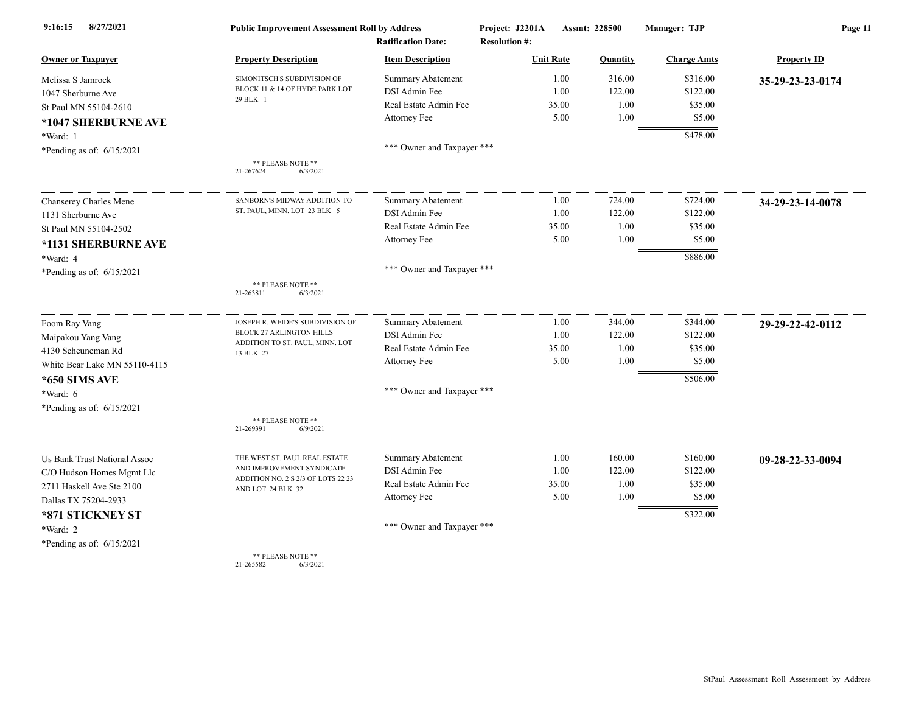**Public Improvement Assessment Roll by Address** — Project: J2201A — Assmt: 228500 — Manager: TJP

Ratification Date: Resolution #:

| Owner or Taxpayer | Property Description | Item Description | Unit Rate | Quantity | Charge Amts | Property ID |
|---|---|---|---|---|---|---|
| Melissa S Jamrock<br>1047 Sherburne Ave<br>St Paul MN 55104-2610<br>**\*1047 SHERBURNE AVE**<br>\*Ward: 1<br>\*Pending as of: 6/15/2021 | SIMONITSCH'S SUBDIVISION OF BLOCK 11 & 14 OF HYDE PARK LOT 29 BLK 1<br>** PLEASE NOTE **<br>21-267624 6/3/2021 | Summary Abatement | 1.00 | 316.00 | $316.00 | **35-29-23-23-0174** |
| | | DSI Admin Fee | 1.00 | 122.00 | $122.00 | |
| | | Real Estate Admin Fee | 35.00 | 1.00 | $35.00 | |
| | | Attorney Fee | 5.00 | 1.00 | $5.00 | |
| | | | | | $478.00 | |
| | | *** Owner and Taxpayer *** | | | | |
| Chanserey Charles Mene<br>1131 Sherburne Ave<br>St Paul MN 55104-2502<br>**\*1131 SHERBURNE AVE**<br>\*Ward: 4<br>\*Pending as of: 6/15/2021 | SANBORN'S MIDWAY ADDITION TO ST. PAUL, MINN. LOT 23 BLK 5<br>** PLEASE NOTE **<br>21-263811 6/3/2021 | Summary Abatement | 1.00 | 724.00 | $724.00 | **34-29-23-14-0078** |
| | | DSI Admin Fee | 1.00 | 122.00 | $122.00 | |
| | | Real Estate Admin Fee | 35.00 | 1.00 | $35.00 | |
| | | Attorney Fee | 5.00 | 1.00 | $5.00 | |
| | | | | | $886.00 | |
| | | *** Owner and Taxpayer *** | | | | |
| Foom Ray Vang<br>Maipakou Yang Vang<br>4130 Scheuneman Rd<br>White Bear Lake MN 55110-4115<br>**\*650 SIMS AVE**<br>\*Ward: 6<br>\*Pending as of: 6/15/2021 | JOSEPH R. WEIDE'S SUBDIVISION OF BLOCK 27 ARLINGTON HILLS ADDITION TO ST. PAUL, MINN. LOT 13 BLK 27<br>** PLEASE NOTE **<br>21-269391 6/9/2021 | Summary Abatement | 1.00 | 344.00 | $344.00 | **29-29-22-42-0112** |
| | | DSI Admin Fee | 1.00 | 122.00 | $122.00 | |
| | | Real Estate Admin Fee | 35.00 | 1.00 | $35.00 | |
| | | Attorney Fee | 5.00 | 1.00 | $5.00 | |
| | | | | | $506.00 | |
| | | *** Owner and Taxpayer *** | | | | |
| Us Bank Trust National Assoc<br>C/O Hudson Homes Mgmt Llc<br>2711 Haskell Ave Ste 2100<br>Dallas TX 75204-2933<br>**\*871 STICKNEY ST**<br>\*Ward: 2<br>\*Pending as of: 6/15/2021 | THE WEST ST. PAUL REAL ESTATE AND IMPROVEMENT SYNDICATE ADDITION NO. 2 S 2/3 OF LOTS 22 23 AND LOT 24 BLK 32<br>** PLEASE NOTE **<br>21-265582 6/3/2021 | Summary Abatement | 1.00 | 160.00 | $160.00 | **09-28-22-33-0094** |
| | | DSI Admin Fee | 1.00 | 122.00 | $122.00 | |
| | | Real Estate Admin Fee | 35.00 | 1.00 | $35.00 | |
| | | Attorney Fee | 5.00 | 1.00 | $5.00 | |
| | | | | | $322.00 | |
| | | *** Owner and Taxpayer *** | | | | |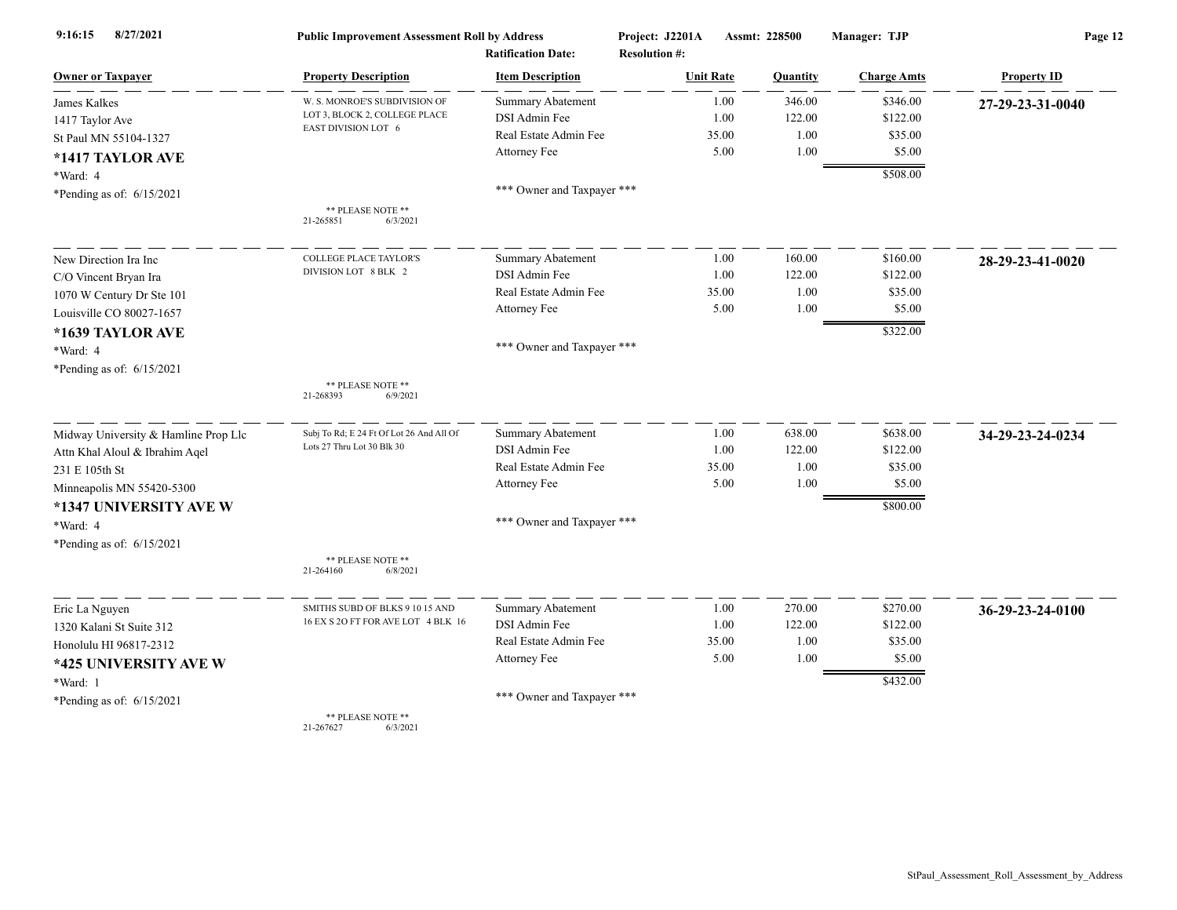**Public Improvement Assessment Roll by Address** — Project: J2201A — Assmt: 228500 — Manager: TJP

Ratification Date: — Resolution #:

| Owner or Taxpayer | Property Description | Item Description | Unit Rate | Quantity | Charge Amts | Property ID |
|---|---|---|---|---|---|---|
| James Kalkes<br>1417 Taylor Ave<br>St Paul MN 55104-1327<br>**\*1417 TAYLOR AVE**<br>\*Ward: 4<br>\*Pending as of: 6/15/2021 | W. S. MONROE'S SUBDIVISION OF LOT 3, BLOCK 2, COLLEGE PLACE EAST DIVISION LOT 6<br>** PLEASE NOTE **<br>21-265851 6/3/2021 | Summary Abatement | 1.00 | 346.00 | $346.00 | **27-29-23-31-0040** |
| | | DSI Admin Fee | 1.00 | 122.00 | $122.00 | |
| | | Real Estate Admin Fee | 35.00 | 1.00 | $35.00 | |
| | | Attorney Fee | 5.00 | 1.00 | $5.00 | |
| | | | | | $508.00 | |
| | | *** Owner and Taxpayer *** | | | | |
| New Direction Ira Inc<br>C/O Vincent Bryan Ira<br>1070 W Century Dr Ste 101<br>Louisville CO 80027-1657<br>**\*1639 TAYLOR AVE**<br>\*Ward: 4<br>\*Pending as of: 6/15/2021 | COLLEGE PLACE TAYLOR'S DIVISION LOT 8 BLK 2<br>** PLEASE NOTE **<br>21-268393 6/9/2021 | Summary Abatement | 1.00 | 160.00 | $160.00 | **28-29-23-41-0020** |
| | | DSI Admin Fee | 1.00 | 122.00 | $122.00 | |
| | | Real Estate Admin Fee | 35.00 | 1.00 | $35.00 | |
| | | Attorney Fee | 5.00 | 1.00 | $5.00 | |
| | | | | | $322.00 | |
| | | *** Owner and Taxpayer *** | | | | |
| Midway University & Hamline Prop Llc<br>Attn Khal Aloul & Ibrahim Aqel<br>231 E 105th St<br>Minneapolis MN 55420-5300<br>**\*1347 UNIVERSITY AVE W**<br>\*Ward: 4<br>\*Pending as of: 6/15/2021 | Subj To Rd; E 24 Ft Of Lot 26 And All Of Lots 27 Thru Lot 30 Blk 30<br>** PLEASE NOTE **<br>21-264160 6/8/2021 | Summary Abatement | 1.00 | 638.00 | $638.00 | **34-29-23-24-0234** |
| | | DSI Admin Fee | 1.00 | 122.00 | $122.00 | |
| | | Real Estate Admin Fee | 35.00 | 1.00 | $35.00 | |
| | | Attorney Fee | 5.00 | 1.00 | $5.00 | |
| | | | | | $800.00 | |
| | | *** Owner and Taxpayer *** | | | | |
| Eric La Nguyen<br>1320 Kalani St Suite 312<br>Honolulu HI 96817-2312<br>**\*425 UNIVERSITY AVE W**<br>\*Ward: 1<br>\*Pending as of: 6/15/2021 | SMITHS SUBD OF BLKS 9 10 15 AND 16 EX S 2O FT FOR AVE LOT 4 BLK 16<br>** PLEASE NOTE **<br>21-267627 6/3/2021 | Summary Abatement | 1.00 | 270.00 | $270.00 | **36-29-23-24-0100** |
| | | DSI Admin Fee | 1.00 | 122.00 | $122.00 | |
| | | Real Estate Admin Fee | 35.00 | 1.00 | $35.00 | |
| | | Attorney Fee | 5.00 | 1.00 | $5.00 | |
| | | | | | $432.00 | |
| | | *** Owner and Taxpayer *** | | | | |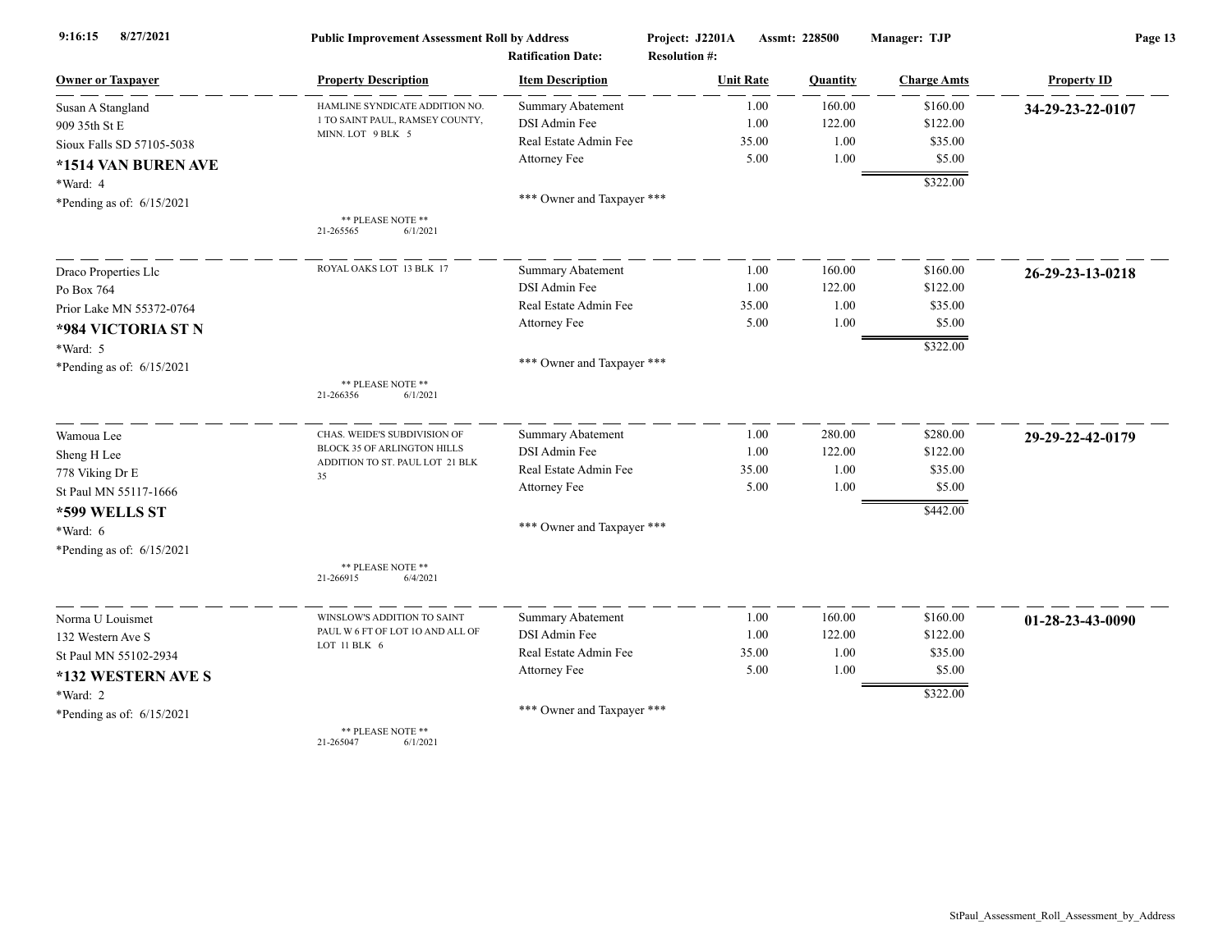**Public Improvement Assessment Roll by Address** Project: J2201A Assmt: 228500 Manager: TJP

Ratification Date: Resolution #:

| Owner or Taxpayer | Property Description | Item Description | Unit Rate | Quantity | Charge Amts | Property ID |
|---|---|---|---|---|---|---|
| Susan A Stangland<br>909 35th St E<br>Sioux Falls SD 57105-5038<br>**\*1514 VAN BUREN AVE**<br>\*Ward: 4<br>\*Pending as of: 6/15/2021 | HAMLINE SYNDICATE ADDITION NO. 1 TO SAINT PAUL, RAMSEY COUNTY, MINN. LOT 9 BLK 5<br>** PLEASE NOTE **<br>21-265565 6/1/2021 | Summary Abatement<br>DSI Admin Fee<br>Real Estate Admin Fee<br>Attorney Fee<br><br>*** Owner and Taxpayer *** | 1.00<br>1.00<br>35.00<br>5.00 | 160.00<br>122.00<br>1.00<br>1.00 | $160.00<br>$122.00<br>$35.00<br>$5.00<br>$322.00 | **34-29-23-22-0107** |
| Draco Properties Llc<br>Po Box 764<br>Prior Lake MN 55372-0764<br>**\*984 VICTORIA ST N**<br>\*Ward: 5<br>\*Pending as of: 6/15/2021 | ROYAL OAKS LOT 13 BLK 17<br>** PLEASE NOTE **<br>21-266356 6/1/2021 | Summary Abatement<br>DSI Admin Fee<br>Real Estate Admin Fee<br>Attorney Fee<br><br>*** Owner and Taxpayer *** | 1.00<br>1.00<br>35.00<br>5.00 | 160.00<br>122.00<br>1.00<br>1.00 | $160.00<br>$122.00<br>$35.00<br>$5.00<br>$322.00 | **26-29-23-13-0218** |
| Wamoua Lee<br>Sheng H Lee<br>778 Viking Dr E<br>St Paul MN 55117-1666<br>**\*599 WELLS ST**<br>\*Ward: 6<br>\*Pending as of: 6/15/2021 | CHAS. WEIDE'S SUBDIVISION OF BLOCK 35 OF ARLINGTON HILLS ADDITION TO ST. PAUL LOT 21 BLK 35<br>** PLEASE NOTE **<br>21-266915 6/4/2021 | Summary Abatement<br>DSI Admin Fee<br>Real Estate Admin Fee<br>Attorney Fee<br><br>*** Owner and Taxpayer *** | 1.00<br>1.00<br>35.00<br>5.00 | 280.00<br>122.00<br>1.00<br>1.00 | $280.00<br>$122.00<br>$35.00<br>$5.00<br>$442.00 | **29-29-22-42-0179** |
| Norma U Louismet<br>132 Western Ave S<br>St Paul MN 55102-2934<br>**\*132 WESTERN AVE S**<br>\*Ward: 2<br>\*Pending as of: 6/15/2021 | WINSLOW'S ADDITION TO SAINT PAUL W 6 FT OF LOT 1O AND ALL OF LOT 11 BLK 6<br>** PLEASE NOTE **<br>21-265047 6/1/2021 | Summary Abatement<br>DSI Admin Fee<br>Real Estate Admin Fee<br>Attorney Fee<br><br>*** Owner and Taxpayer *** | 1.00<br>1.00<br>35.00<br>5.00 | 160.00<br>122.00<br>1.00<br>1.00 | $160.00<br>$122.00<br>$35.00<br>$5.00<br>$322.00 | **01-28-23-43-0090** |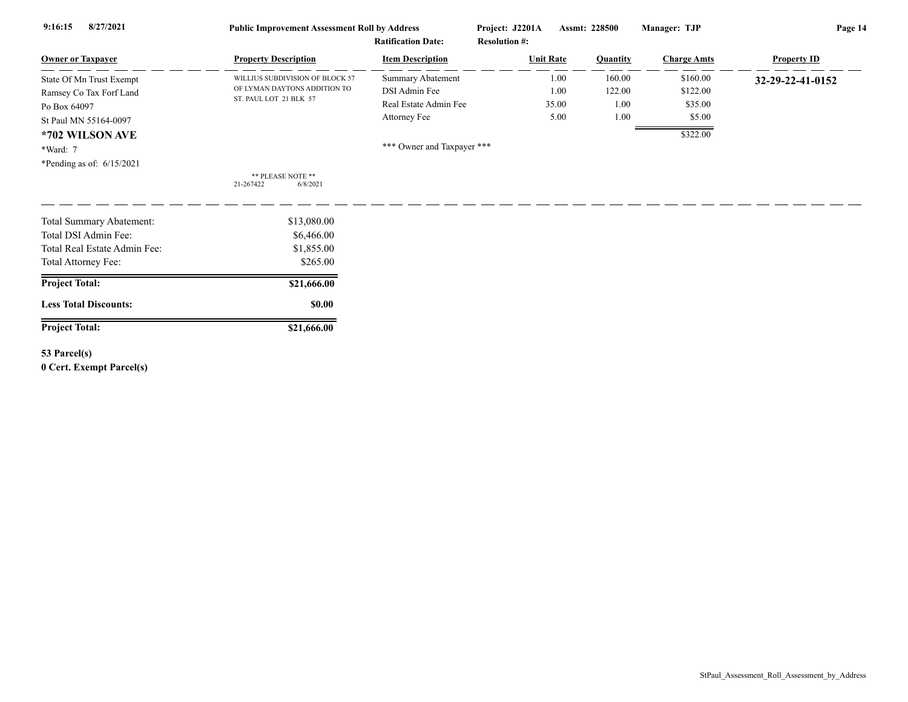| Owner or Taxpayer | Property Description | Item Description | Unit Rate | Quantity | Charge Amts | Property ID |
|---|---|---|---|---|---|---|
| State Of Mn Trust Exempt | WILLIUS SUBDIVISION OF BLOCK 57 OF LYMAN DAYTONS ADDITION TO ST. PAUL LOT 21 BLK 57 | Summary Abatement | 1.00 | 160.00 | $160.00 | **32-29-22-41-0152** |
| Ramsey Co Tax Forf Land | | DSI Admin Fee | 1.00 | 122.00 | $122.00 | |
| Po Box 64097 | | Real Estate Admin Fee | 35.00 | 1.00 | $35.00 | |
| St Paul MN 55164-0097 | | Attorney Fee | 5.00 | 1.00 | $5.00 | |
| **\*702 WILSON AVE** | | | | | $322.00 | |
| \*Ward: 7 | | \*\*\* Owner and Taxpayer \*\*\* | | | | |
| \*Pending as of: 6/15/2021 | \*\* PLEASE NOTE \*\* 21-267422 6/8/2021 | | | | | |

| | |
|---|---|
| Total Summary Abatement: | $13,080.00 |
| Total DSI Admin Fee: | $6,466.00 |
| Total Real Estate Admin Fee: | $1,855.00 |
| Total Attorney Fee: | $265.00 |
| **Project Total:** | **$21,666.00** |
| **Less Total Discounts:** | **$0.00** |
| **Project Total:** | **$21,666.00** |

**53 Parcel(s)**
**0 Cert. Exempt Parcel(s)**